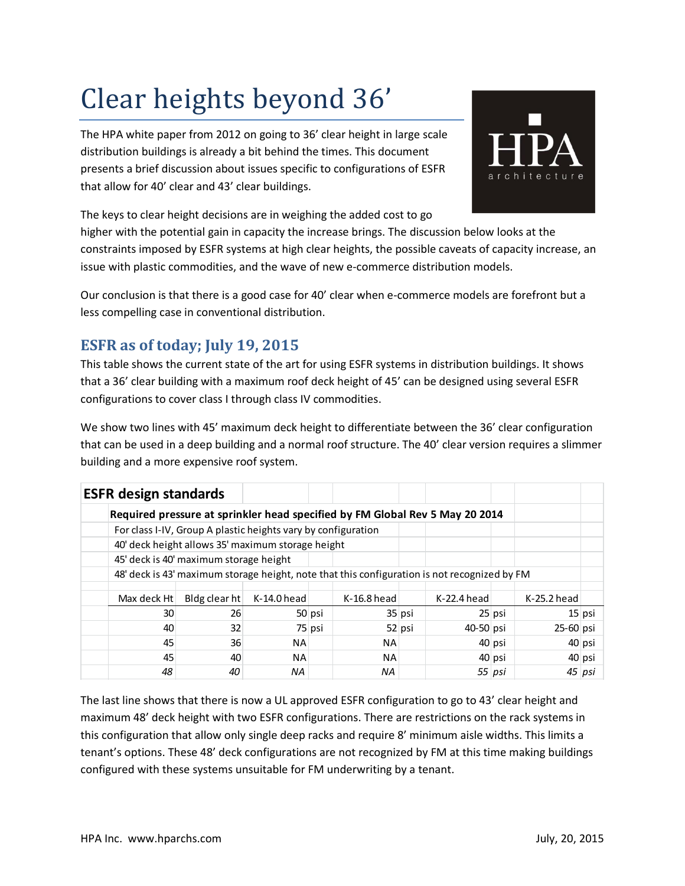# Clear heights beyond 36’

The HPA white paper from 2012 on going to 36’ clear height in large scale distribution buildings is already a bit behind the times. This document presents a brief discussion about issues specific to configurations of ESFR that allow for 40’ clear and 43’ clear buildings.

The keys to clear height decisions are in weighing the added cost to go higher with the potential gain in capacity the increase brings. The discussion below looks at the constraints imposed by ESFR systems at high clear heights, the possible caveats of capacity increase, an issue with plastic commodities, and the wave of new e-commerce distribution models.

Our conclusion is that there is a good case for 40’ clear when e-commerce models are forefront but a less compelling case in conventional distribution.

## ESFR as of today; July 19, 2015

This table shows the current state of the art for using ESFR systems in distribution buildings. It shows that a 36’ clear building with a maximum roof deck height of 45’ can be designed using several ESFR configurations to cover class I through class IV commodities.

We show two lines with 45’ maximum deck height to differentiate between the 36’ clear configuration that can be used in a deep building and a normal roof structure. The 40’ clear version requires a slimmer building and a more expensive roof system.

**ESFR design standards**

**Required pressure at sprinkler head specified by FM Global Rev 5 May 20 2014**

For class I-IV, Group A plastic heights vary by configuration

40' deck height allows 35' maximum storage height

45' deck is 40' maximum storage height

48' deck is 43' maximum storage height, note that this configuration is not recognized by FM

| Max deck Ht | Bldg clear ht | K-14.0 head | | K-16.8 head | | K-22.4 head | | K-25.2 head | |
|---|---|---|---|---|---|---|---|---|---|
| 30 | 26 | 50 | psi | 35 | psi | 25 | psi | 15 | psi |
| 40 | 32 | 75 | psi | 52 | psi | 40-50 | psi | 25-60 | psi |
| 45 | 36 | NA | | NA | | 40 | psi | 40 | psi |
| 45 | 40 | NA | | NA | | 40 | psi | 40 | psi |
| *48* | *40* | *NA* | | *NA* | | *55* | *psi* | *45* | *psi* |

The last line shows that there is now a UL approved ESFR configuration to go to 43’ clear height and maximum 48’ deck height with two ESFR configurations. There are restrictions on the rack systems in this configuration that allow only single deep racks and require 8’ minimum aisle widths. This limits a tenant’s options. These 48’ deck configurations are not recognized by FM at this time making buildings configured with these systems unsuitable for FM underwriting by a tenant.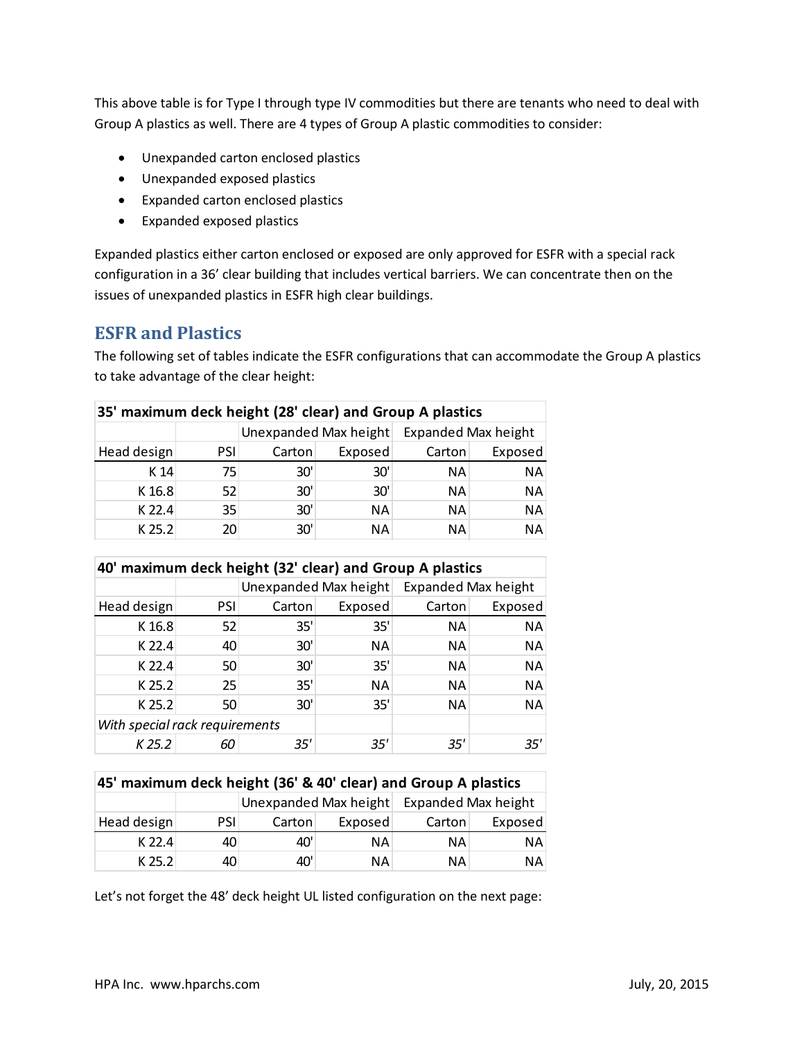This above table is for Type I through type IV commodities but there are tenants who need to deal with Group A plastics as well. There are 4 types of Group A plastic commodities to consider:

- Unexpanded carton enclosed plastics
- Unexpanded exposed plastics
- Expanded carton enclosed plastics
- Expanded exposed plastics

Expanded plastics either carton enclosed or exposed are only approved for ESFR with a special rack configuration in a 36' clear building that includes vertical barriers. We can concentrate then on the issues of unexpanded plastics in ESFR high clear buildings.

## ESFR and Plastics

The following set of tables indicate the ESFR configurations that can accommodate the Group A plastics to take advantage of the clear height:

| 35' maximum deck height (28' clear) and Group A plastics | | | | | |
|---|---|---|---|---|---|
| | | Unexpanded Max height | | Expanded Max height | |
| Head design | PSI | Carton | Exposed | Carton | Exposed |
| K 14 | 75 | 30' | 30' | NA | NA |
| K 16.8 | 52 | 30' | 30' | NA | NA |
| K 22.4 | 35 | 30' | NA | NA | NA |
| K 25.2 | 20 | 30' | NA | NA | NA |

| 40' maximum deck height (32' clear) and Group A plastics | | | | | |
|---|---|---|---|---|---|
| | | Unexpanded Max height | | Expanded Max height | |
| Head design | PSI | Carton | Exposed | Carton | Exposed |
| K 16.8 | 52 | 35' | 35' | NA | NA |
| K 22.4 | 40 | 30' | NA | NA | NA |
| K 22.4 | 50 | 30' | 35' | NA | NA |
| K 25.2 | 25 | 35' | NA | NA | NA |
| K 25.2 | 50 | 30' | 35' | NA | NA |
| *With special rack requirements* | | | | | |
| *K 25.2* | *60* | *35'* | *35'* | *35'* | *35'* |

| 45' maximum deck height (36' & 40' clear) and Group A plastics | | | | | |
|---|---|---|---|---|---|
| | | Unexpanded Max height | | Expanded Max height | |
| Head design | PSI | Carton | Exposed | Carton | Exposed |
| K 22.4 | 40 | 40' | NA | NA | NA |
| K 25.2 | 40 | 40' | NA | NA | NA |

Let's not forget the 48' deck height UL listed configuration on the next page: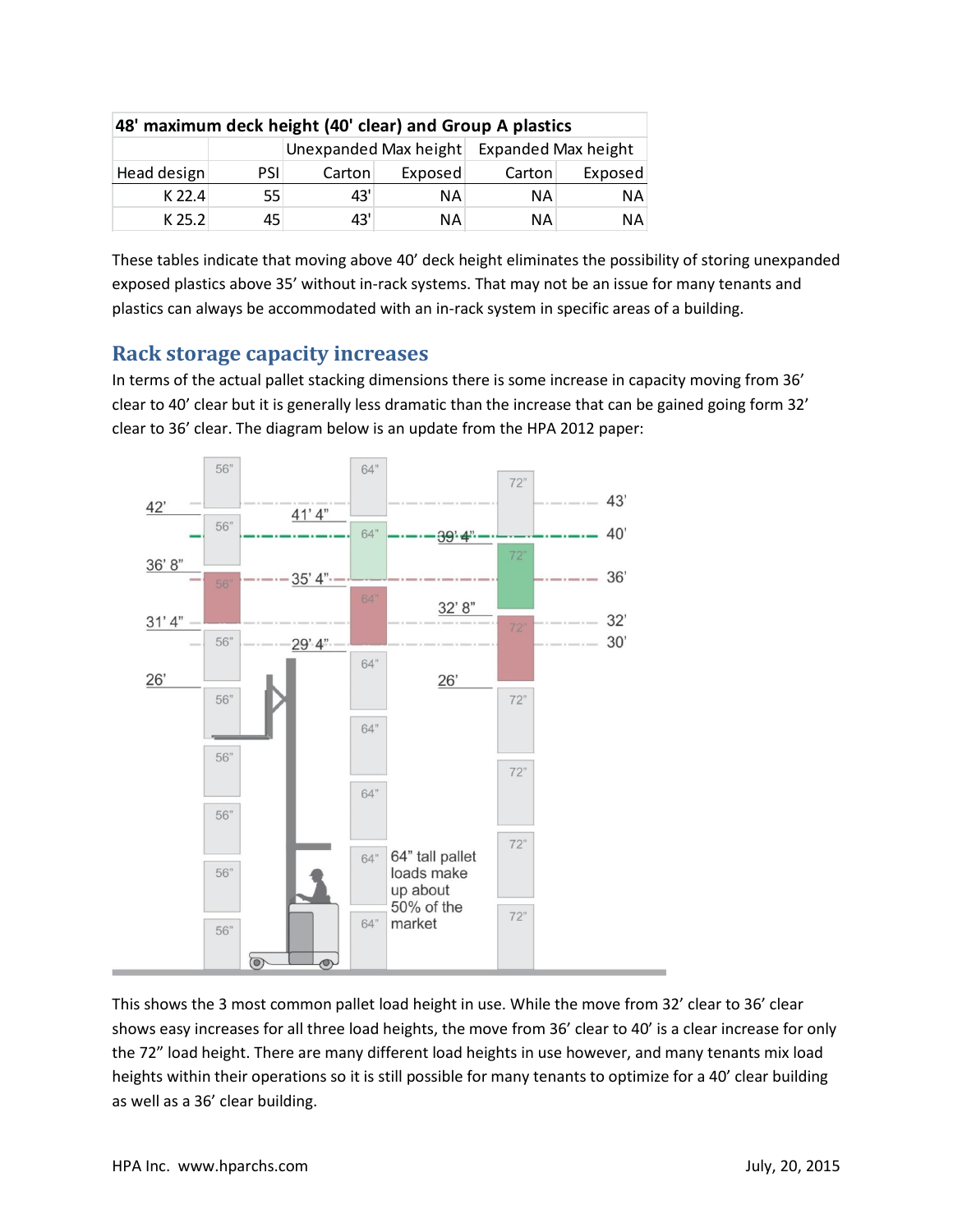| 48' maximum deck height (40' clear) and Group A plastics | | | | | |
|---|---|---|---|---|---|
| | | Unexpanded Max height | | Expanded Max height | |
| Head design | PSI | Carton | Exposed | Carton | Exposed |
| K 22.4 | 55 | 43' | NA | NA | NA |
| K 25.2 | 45 | 43' | NA | NA | NA |

These tables indicate that moving above 40' deck height eliminates the possibility of storing unexpanded exposed plastics above 35' without in-rack systems. That may not be an issue for many tenants and plastics can always be accommodated with an in-rack system in specific areas of a building.

## Rack storage capacity increases

In terms of the actual pallet stacking dimensions there is some increase in capacity moving from 36' clear to 40' clear but it is generally less dramatic than the increase that can be gained going form 32' clear to 36' clear. The diagram below is an update from the HPA 2012 paper:

This shows the 3 most common pallet load height in use. While the move from 32' clear to 36' clear shows easy increases for all three load heights, the move from 36' clear to 40' is a clear increase for only the 72" load height. There are many different load heights in use however, and many tenants mix load heights within their operations so it is still possible for many tenants to optimize for a 40' clear building as well as a 36' clear building.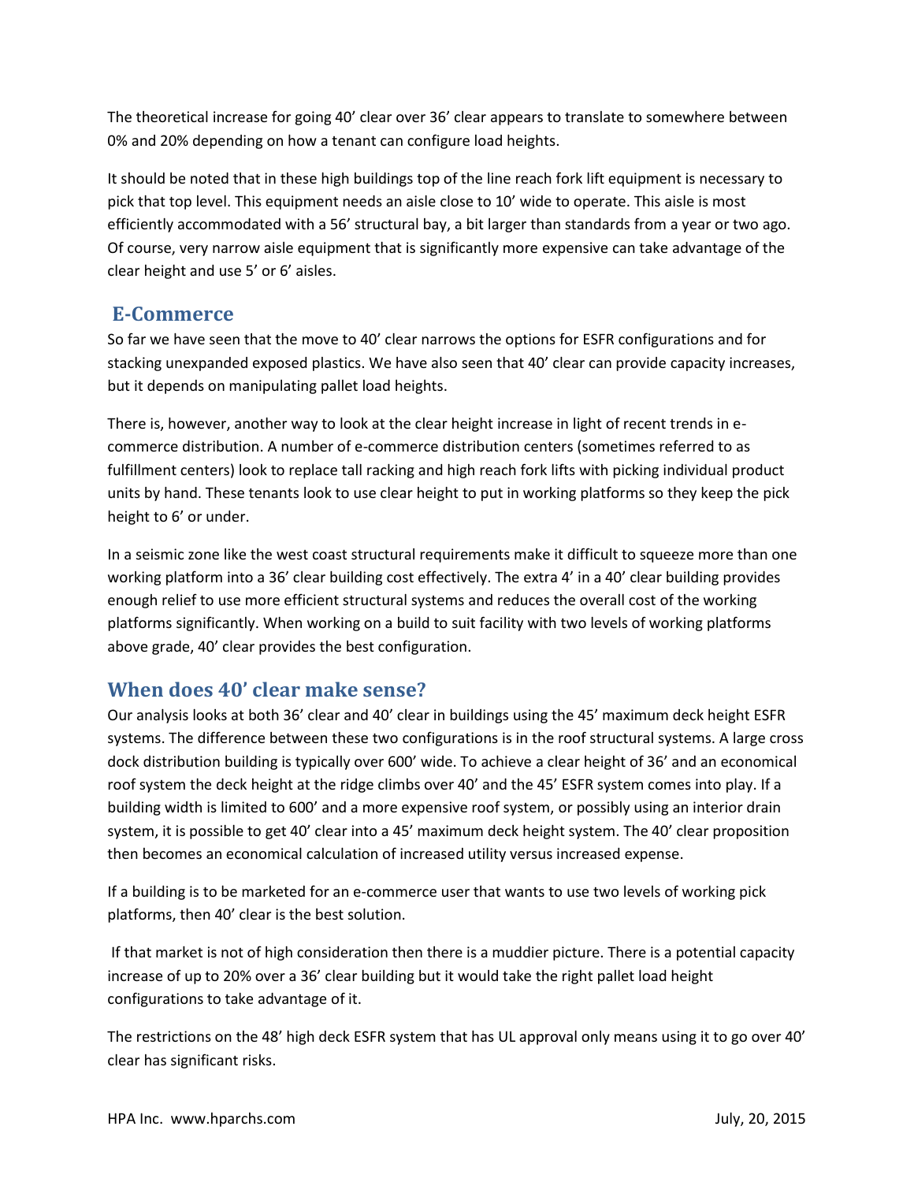The theoretical increase for going 40' clear over 36' clear appears to translate to somewhere between 0% and 20% depending on how a tenant can configure load heights.

It should be noted that in these high buildings top of the line reach fork lift equipment is necessary to pick that top level. This equipment needs an aisle close to 10' wide to operate. This aisle is most efficiently accommodated with a 56' structural bay, a bit larger than standards from a year or two ago. Of course, very narrow aisle equipment that is significantly more expensive can take advantage of the clear height and use 5' or 6' aisles.

## E-Commerce

So far we have seen that the move to 40' clear narrows the options for ESFR configurations and for stacking unexpanded exposed plastics. We have also seen that 40' clear can provide capacity increases, but it depends on manipulating pallet load heights.

There is, however, another way to look at the clear height increase in light of recent trends in e-commerce distribution. A number of e-commerce distribution centers (sometimes referred to as fulfillment centers) look to replace tall racking and high reach fork lifts with picking individual product units by hand. These tenants look to use clear height to put in working platforms so they keep the pick height to 6' or under.

In a seismic zone like the west coast structural requirements make it difficult to squeeze more than one working platform into a 36' clear building cost effectively. The extra 4' in a 40' clear building provides enough relief to use more efficient structural systems and reduces the overall cost of the working platforms significantly. When working on a build to suit facility with two levels of working platforms above grade, 40' clear provides the best configuration.

## When does 40' clear make sense?

Our analysis looks at both 36' clear and 40' clear in buildings using the 45' maximum deck height ESFR systems. The difference between these two configurations is in the roof structural systems. A large cross dock distribution building is typically over 600' wide. To achieve a clear height of 36' and an economical roof system the deck height at the ridge climbs over 40' and the 45' ESFR system comes into play. If a building width is limited to 600' and a more expensive roof system, or possibly using an interior drain system, it is possible to get 40' clear into a 45' maximum deck height system. The 40' clear proposition then becomes an economical calculation of increased utility versus increased expense.

If a building is to be marketed for an e-commerce user that wants to use two levels of working pick platforms, then 40' clear is the best solution.

If that market is not of high consideration then there is a muddier picture. There is a potential capacity increase of up to 20% over a 36' clear building but it would take the right pallet load height configurations to take advantage of it.

The restrictions on the 48' high deck ESFR system that has UL approval only means using it to go over 40' clear has significant risks.

HPA Inc. www.hparchs.com July, 20, 2015